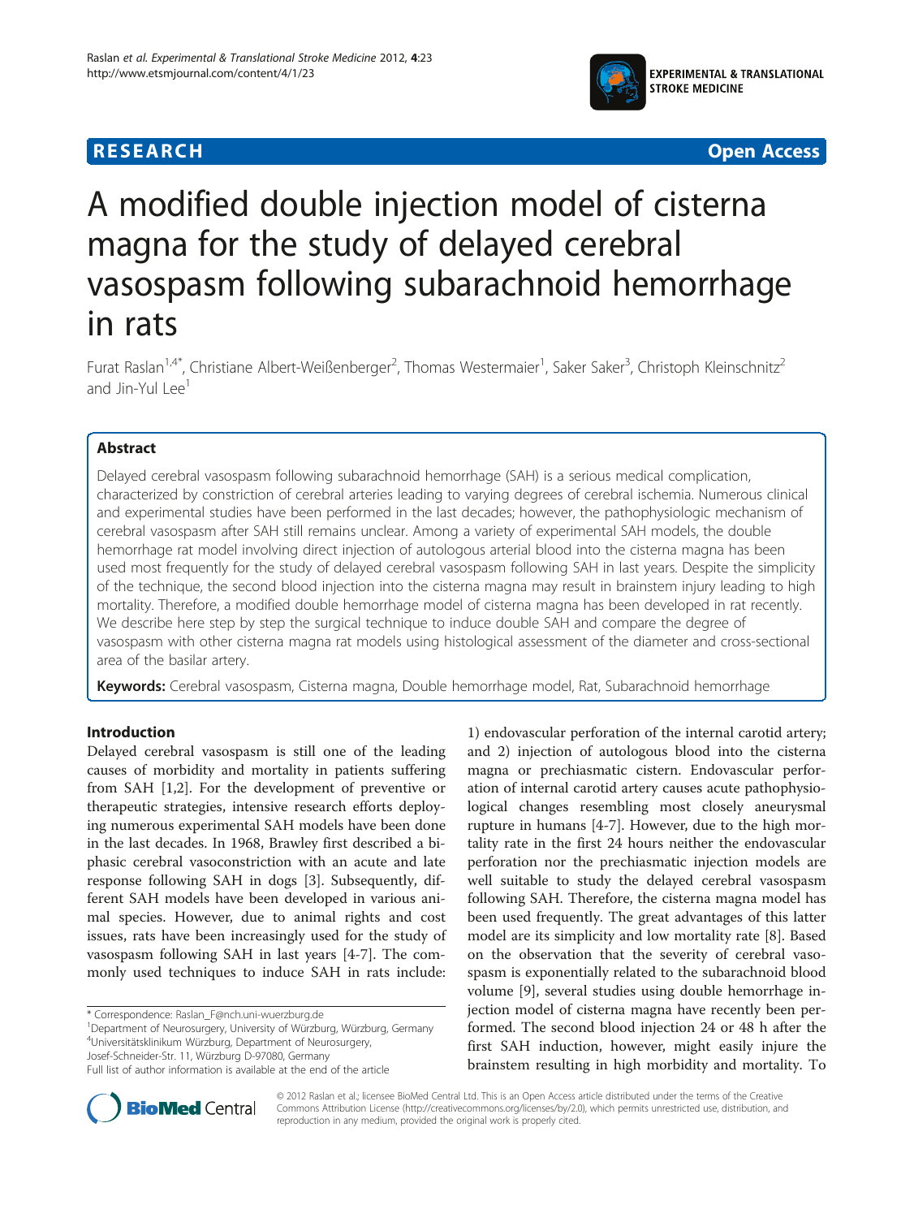**RESEARCH** **Open Access**

# A modified double injection model of cisterna magna for the study of delayed cerebral vasospasm following subarachnoid hemorrhage in rats

Furat Raslan[1,4*], Christiane Albert-Weißenberger[2], Thomas Westermaier[1], Saker Saker[3], Christoph Kleinschnitz[2] and Jin-Yul Lee[1]

## Abstract

Delayed cerebral vasospasm following subarachnoid hemorrhage (SAH) is a serious medical complication, characterized by constriction of cerebral arteries leading to varying degrees of cerebral ischemia. Numerous clinical and experimental studies have been performed in the last decades; however, the pathophysiologic mechanism of cerebral vasospasm after SAH still remains unclear. Among a variety of experimental SAH models, the double hemorrhage rat model involving direct injection of autologous arterial blood into the cisterna magna has been used most frequently for the study of delayed cerebral vasospasm following SAH in last years. Despite the simplicity of the technique, the second blood injection into the cisterna magna may result in brainstem injury leading to high mortality. Therefore, a modified double hemorrhage model of cisterna magna has been developed in rat recently. We describe here step by step the surgical technique to induce double SAH and compare the degree of vasospasm with other cisterna magna rat models using histological assessment of the diameter and cross-sectional area of the basilar artery.

**Keywords:** Cerebral vasospasm, Cisterna magna, Double hemorrhage model, Rat, Subarachnoid hemorrhage

## Introduction

Delayed cerebral vasospasm is still one of the leading causes of morbidity and mortality in patients suffering from SAH [1,2]. For the development of preventive or therapeutic strategies, intensive research efforts deploying numerous experimental SAH models have been done in the last decades. In 1968, Brawley first described a biphasic cerebral vasoconstriction with an acute and late response following SAH in dogs [3]. Subsequently, different SAH models have been developed in various animal species. However, due to animal rights and cost issues, rats have been increasingly used for the study of vasospasm following SAH in last years [4-7]. The commonly used techniques to induce SAH in rats include: 1) endovascular perforation of the internal carotid artery; and 2) injection of autologous blood into the cisterna magna or prechiasmatic cistern. Endovascular perforation of internal carotid artery causes acute pathophysiological changes resembling most closely aneurysmal rupture in humans [4-7]. However, due to the high mortality rate in the first 24 hours neither the endovascular perforation nor the prechiasmatic injection models are well suitable to study the delayed cerebral vasospasm following SAH. Therefore, the cisterna magna model has been used frequently. The great advantages of this latter model are its simplicity and low mortality rate [8]. Based on the observation that the severity of cerebral vasospasm is exponentially related to the subarachnoid blood volume [9], several studies using double hemorrhage injection model of cisterna magna have recently been performed. The second blood injection 24 or 48 h after the first SAH induction, however, might easily injure the brainstem resulting in high morbidity and mortality. To

\* Correspondence: Raslan_F@nch.uni-wuerzburg.de
[1]Department of Neurosurgery, University of Würzburg, Würzburg, Germany
[4]Universitätsklinikum Würzburg, Department of Neurosurgery, Josef-Schneider-Str. 11, Würzburg D-97080, Germany
Full list of author information is available at the end of the article

© 2012 Raslan et al.; licensee BioMed Central Ltd. This is an Open Access article distributed under the terms of the Creative Commons Attribution License (http://creativecommons.org/licenses/by/2.0), which permits unrestricted use, distribution, and reproduction in any medium, provided the original work is properly cited.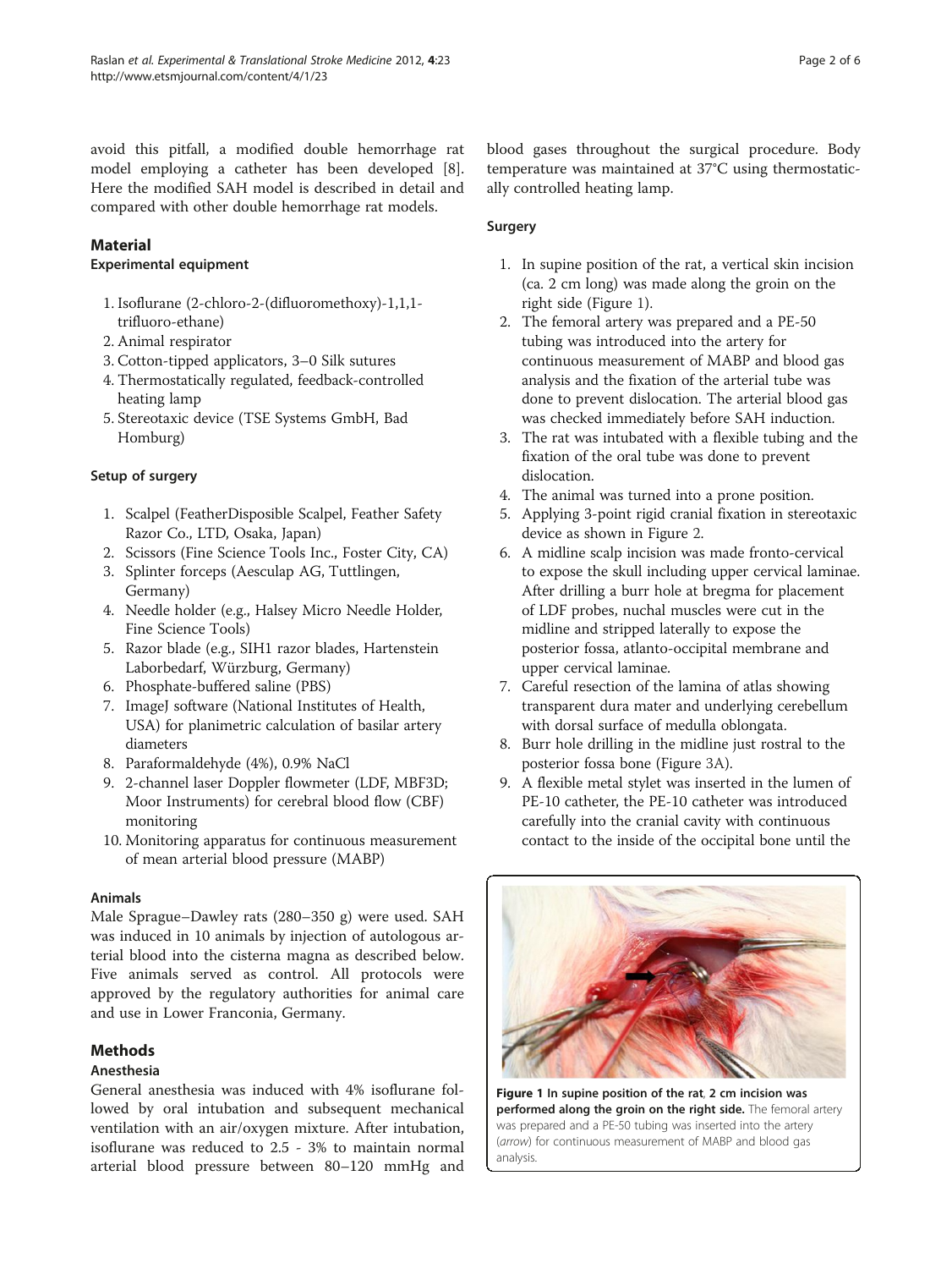avoid this pitfall, a modified double hemorrhage rat model employing a catheter has been developed [8]. Here the modified SAH model is described in detail and compared with other double hemorrhage rat models.

## Material

### Experimental equipment

1. Isoflurane (2-chloro-2-(difluoromethoxy)-1,1,1-trifluoro-ethane)
2. Animal respirator
3. Cotton-tipped applicators, 3–0 Silk sutures
4. Thermostatically regulated, feedback-controlled heating lamp
5. Stereotaxic device (TSE Systems GmbH, Bad Homburg)

### Setup of surgery

1. Scalpel (FeatherDisposible Scalpel, Feather Safety Razor Co., LTD, Osaka, Japan)
2. Scissors (Fine Science Tools Inc., Foster City, CA)
3. Splinter forceps (Aesculap AG, Tuttlingen, Germany)
4. Needle holder (e.g., Halsey Micro Needle Holder, Fine Science Tools)
5. Razor blade (e.g., SIH1 razor blades, Hartenstein Laborbedarf, Würzburg, Germany)
6. Phosphate-buffered saline (PBS)
7. ImageJ software (National Institutes of Health, USA) for planimetric calculation of basilar artery diameters
8. Paraformaldehyde (4%), 0.9% NaCl
9. 2-channel laser Doppler flowmeter (LDF, MBF3D; Moor Instruments) for cerebral blood flow (CBF) monitoring
10. Monitoring apparatus for continuous measurement of mean arterial blood pressure (MABP)

### Animals

Male Sprague–Dawley rats (280–350 g) were used. SAH was induced in 10 animals by injection of autologous arterial blood into the cisterna magna as described below. Five animals served as control. All protocols were approved by the regulatory authorities for animal care and use in Lower Franconia, Germany.

## Methods

### Anesthesia

General anesthesia was induced with 4% isoflurane followed by oral intubation and subsequent mechanical ventilation with an air/oxygen mixture. After intubation, isoflurane was reduced to 2.5 - 3% to maintain normal arterial blood pressure between 80–120 mmHg and blood gases throughout the surgical procedure. Body temperature was maintained at 37°C using thermostatically controlled heating lamp.

### Surgery

1. In supine position of the rat, a vertical skin incision (ca. 2 cm long) was made along the groin on the right side (Figure 1).
2. The femoral artery was prepared and a PE-50 tubing was introduced into the artery for continuous measurement of MABP and blood gas analysis and the fixation of the arterial tube was done to prevent dislocation. The arterial blood gas was checked immediately before SAH induction.
3. The rat was intubated with a flexible tubing and the fixation of the oral tube was done to prevent dislocation.
4. The animal was turned into a prone position.
5. Applying 3-point rigid cranial fixation in stereotaxic device as shown in Figure 2.
6. A midline scalp incision was made fronto-cervical to expose the skull including upper cervical laminae. After drilling a burr hole at bregma for placement of LDF probes, nuchal muscles were cut in the midline and stripped laterally to expose the posterior fossa, atlanto-occipital membrane and upper cervical laminae.
7. Careful resection of the lamina of atlas showing transparent dura mater and underlying cerebellum with dorsal surface of medulla oblongata.
8. Burr hole drilling in the midline just rostral to the posterior fossa bone (Figure 3A).
9. A flexible metal stylet was inserted in the lumen of PE-10 catheter, the PE-10 catheter was introduced carefully into the cranial cavity with continuous contact to the inside of the occipital bone until the

**Figure 1 In supine position of the rat, 2 cm incision was performed along the groin on the right side.** The femoral artery was prepared and a PE-50 tubing was inserted into the artery (*arrow*) for continuous measurement of MABP and blood gas analysis.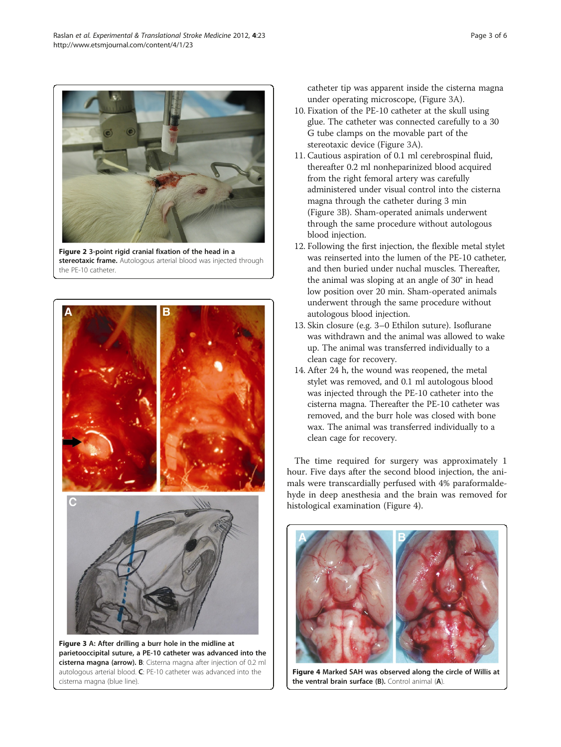**Figure 2 3-point rigid cranial fixation of the head in a stereotaxic frame.** Autologous arterial blood was injected through the PE-10 catheter.

**Figure 3 A: After drilling a burr hole in the midline at parietooccipital suture, a PE-10 catheter was advanced into the cisterna magna (arrow). B**: Cisterna magna after injection of 0.2 ml autologous arterial blood. **C**: PE-10 catheter was advanced into the cisterna magna (blue line).

catheter tip was apparent inside the cisterna magna under operating microscope, (Figure 3A).

10. Fixation of the PE-10 catheter at the skull using glue. The catheter was connected carefully to a 30 G tube clamps on the movable part of the stereotaxic device (Figure 3A).
11. Cautious aspiration of 0.1 ml cerebrospinal fluid, thereafter 0.2 ml nonheparinized blood acquired from the right femoral artery was carefully administered under visual control into the cisterna magna through the catheter during 3 min (Figure 3B). Sham-operated animals underwent through the same procedure without autologous blood injection.
12. Following the first injection, the flexible metal stylet was reinserted into the lumen of the PE-10 catheter, and then buried under nuchal muscles. Thereafter, the animal was sloping at an angle of 30° in head low position over 20 min. Sham-operated animals underwent through the same procedure without autologous blood injection.
13. Skin closure (e.g. 3–0 Ethilon suture). Isoflurane was withdrawn and the animal was allowed to wake up. The animal was transferred individually to a clean cage for recovery.
14. After 24 h, the wound was reopened, the metal stylet was removed, and 0.1 ml autologous blood was injected through the PE-10 catheter into the cisterna magna. Thereafter the PE-10 catheter was removed, and the burr hole was closed with bone wax. The animal was transferred individually to a clean cage for recovery.

The time required for surgery was approximately 1 hour. Five days after the second blood injection, the animals were transcardially perfused with 4% paraformaldehyde in deep anesthesia and the brain was removed for histological examination (Figure 4).

**Figure 4 Marked SAH was observed along the circle of Willis at the ventral brain surface (B).** Control animal (**A**).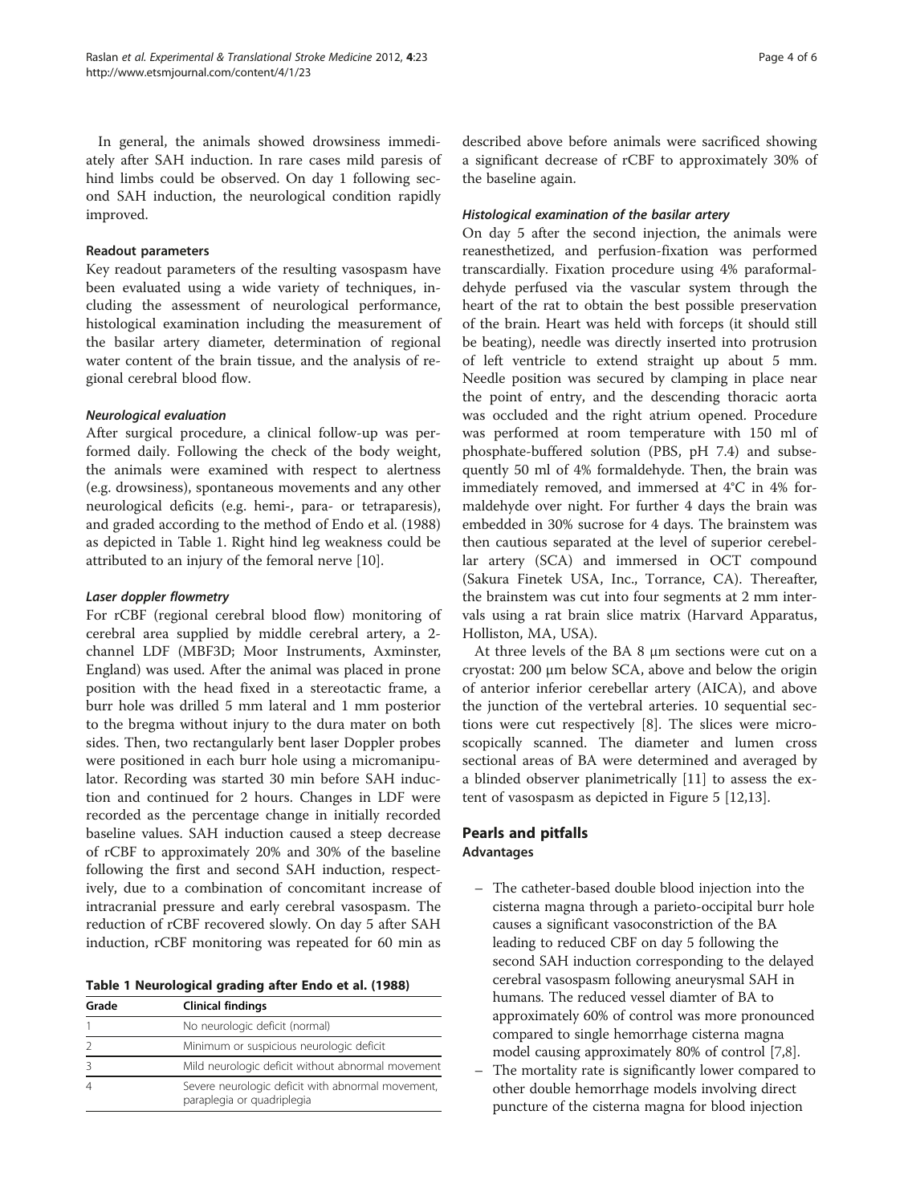In general, the animals showed drowsiness immediately after SAH induction. In rare cases mild paresis of hind limbs could be observed. On day 1 following second SAH induction, the neurological condition rapidly improved.

### Readout parameters

Key readout parameters of the resulting vasospasm have been evaluated using a wide variety of techniques, including the assessment of neurological performance, histological examination including the measurement of the basilar artery diameter, determination of regional water content of the brain tissue, and the analysis of regional cerebral blood flow.

#### *Neurological evaluation*

After surgical procedure, a clinical follow-up was performed daily. Following the check of the body weight, the animals were examined with respect to alertness (e.g. drowsiness), spontaneous movements and any other neurological deficits (e.g. hemi-, para- or tetraparesis), and graded according to the method of Endo et al. (1988) as depicted in Table 1. Right hind leg weakness could be attributed to an injury of the femoral nerve [10].

#### *Laser doppler flowmetry*

For rCBF (regional cerebral blood flow) monitoring of cerebral area supplied by middle cerebral artery, a 2-channel LDF (MBF3D; Moor Instruments, Axminster, England) was used. After the animal was placed in prone position with the head fixed in a stereotactic frame, a burr hole was drilled 5 mm lateral and 1 mm posterior to the bregma without injury to the dura mater on both sides. Then, two rectangularly bent laser Doppler probes were positioned in each burr hole using a micromanipulator. Recording was started 30 min before SAH induction and continued for 2 hours. Changes in LDF were recorded as the percentage change in initially recorded baseline values. SAH induction caused a steep decrease of rCBF to approximately 20% and 30% of the baseline following the first and second SAH induction, respectively, due to a combination of concomitant increase of intracranial pressure and early cerebral vasospasm. The reduction of rCBF recovered slowly. On day 5 after SAH induction, rCBF monitoring was repeated for 60 min as described above before animals were sacrificed showing a significant decrease of rCBF to approximately 30% of the baseline again.

**Table 1 Neurological grading after Endo et al. (1988)**

| Grade | Clinical findings |
|---|---|
| 1 | No neurologic deficit (normal) |
| 2 | Minimum or suspicious neurologic deficit |
| 3 | Mild neurologic deficit without abnormal movement |
| 4 | Severe neurologic deficit with abnormal movement, paraplegia or quadriplegia |

#### *Histological examination of the basilar artery*

On day 5 after the second injection, the animals were reanesthetized, and perfusion-fixation was performed transcardially. Fixation procedure using 4% paraformaldehyde perfused via the vascular system through the heart of the rat to obtain the best possible preservation of the brain. Heart was held with forceps (it should still be beating), needle was directly inserted into protrusion of left ventricle to extend straight up about 5 mm. Needle position was secured by clamping in place near the point of entry, and the descending thoracic aorta was occluded and the right atrium opened. Procedure was performed at room temperature with 150 ml of phosphate-buffered solution (PBS, pH 7.4) and subsequently 50 ml of 4% formaldehyde. Then, the brain was immediately removed, and immersed at 4°C in 4% formaldehyde over night. For further 4 days the brain was embedded in 30% sucrose for 4 days. The brainstem was then cautious separated at the level of superior cerebellar artery (SCA) and immersed in OCT compound (Sakura Finetek USA, Inc., Torrance, CA). Thereafter, the brainstem was cut into four segments at 2 mm intervals using a rat brain slice matrix (Harvard Apparatus, Holliston, MA, USA).

At three levels of the BA 8 μm sections were cut on a cryostat: 200 μm below SCA, above and below the origin of anterior inferior cerebellar artery (AICA), and above the junction of the vertebral arteries. 10 sequential sections were cut respectively [8]. The slices were microscopically scanned. The diameter and lumen cross sectional areas of BA were determined and averaged by a blinded observer planimetrically [11] to assess the extent of vasospasm as depicted in Figure 5 [12,13].

## Pearls and pitfalls

### Advantages

- The catheter-based double blood injection into the cisterna magna through a parieto-occipital burr hole causes a significant vasoconstriction of the BA leading to reduced CBF on day 5 following the second SAH induction corresponding to the delayed cerebral vasospasm following aneurysmal SAH in humans. The reduced vessel diamter of BA to approximately 60% of control was more pronounced compared to single hemorrhage cisterna magna model causing approximately 80% of control [7,8].
- The mortality rate is significantly lower compared to other double hemorrhage models involving direct puncture of the cisterna magna for blood injection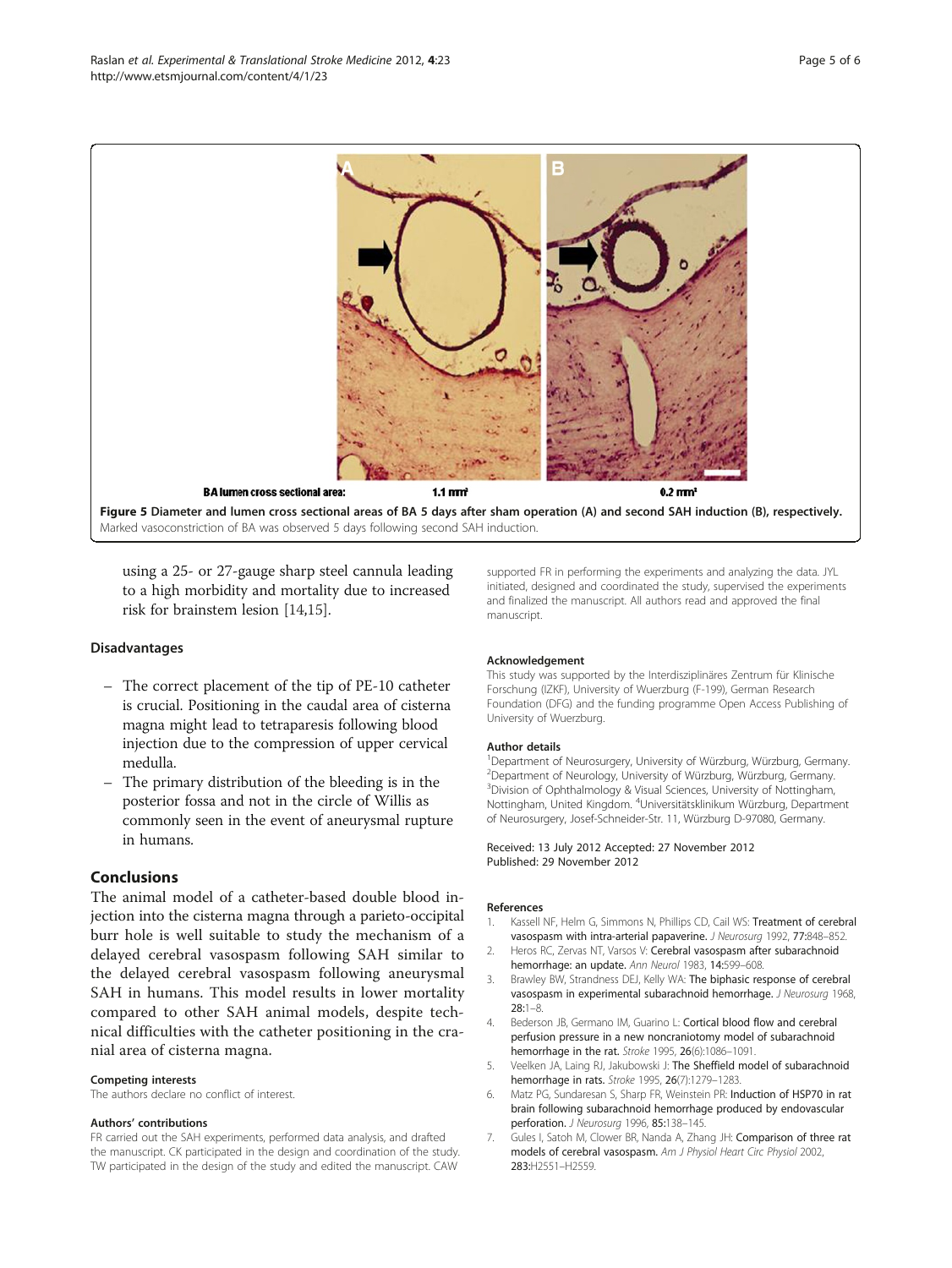BA lumen cross sectional area: 1.1 mm² 0.2 mm²

**Figure 5 Diameter and lumen cross sectional areas of BA 5 days after sham operation (A) and second SAH induction (B), respectively.** Marked vasoconstriction of BA was observed 5 days following second SAH induction.

using a 25- or 27-gauge sharp steel cannula leading to a high morbidity and mortality due to increased risk for brainstem lesion [14,15].

### Disadvantages

- The correct placement of the tip of PE-10 catheter is crucial. Positioning in the caudal area of cisterna magna might lead to tetraparesis following blood injection due to the compression of upper cervical medulla.
- The primary distribution of the bleeding is in the posterior fossa and not in the circle of Willis as commonly seen in the event of aneurysmal rupture in humans.

## Conclusions

The animal model of a catheter-based double blood injection into the cisterna magna through a parieto-occipital burr hole is well suitable to study the mechanism of a delayed cerebral vasospasm following SAH similar to the delayed cerebral vasospasm following aneurysmal SAH in humans. This model results in lower mortality compared to other SAH animal models, despite technical difficulties with the catheter positioning in the cranial area of cisterna magna.

#### Competing interests

The authors declare no conflict of interest.

#### Authors' contributions

FR carried out the SAH experiments, performed data analysis, and drafted the manuscript. CK participated in the design and coordination of the study. TW participated in the design of the study and edited the manuscript. CAW supported FR in performing the experiments and analyzing the data. JYL initiated, designed and coordinated the study, supervised the experiments and finalized the manuscript. All authors read and approved the final manuscript.

#### Acknowledgement

This study was supported by the Interdisziplinäres Zentrum für Klinische Forschung (IZKF), University of Wuerzburg (F-199), German Research Foundation (DFG) and the funding programme Open Access Publishing of University of Wuerzburg.

#### Author details

[1]Department of Neurosurgery, University of Würzburg, Würzburg, Germany. [2]Department of Neurology, University of Würzburg, Würzburg, Germany. [3]Division of Ophthalmology & Visual Sciences, University of Nottingham, Nottingham, United Kingdom. [4]Universitätsklinikum Würzburg, Department of Neurosurgery, Josef-Schneider-Str. 11, Würzburg D-97080, Germany.

Received: 13 July 2012 Accepted: 27 November 2012
Published: 29 November 2012

#### References

1. Kassell NF, Helm G, Simmons N, Phillips CD, Cail WS: **Treatment of cerebral vasospasm with intra-arterial papaverine.** *J Neurosurg* 1992, **77:**848–852.
2. Heros RC, Zervas NT, Varsos V: **Cerebral vasospasm after subarachnoid hemorrhage: an update.** *Ann Neurol* 1983, **14:**599–608.
3. Brawley BW, Strandness DEJ, Kelly WA: **The biphasic response of cerebral vasospasm in experimental subarachnoid hemorrhage.** *J Neurosurg* 1968, **28:**1–8.
4. Bederson JB, Germano IM, Guarino L: **Cortical blood flow and cerebral perfusion pressure in a new noncraniotomy model of subarachnoid hemorrhage in the rat.** *Stroke* 1995, **26**(6):1086–1091.
5. Veelken JA, Laing RJ, Jakubowski J: **The Sheffield model of subarachnoid hemorrhage in rats.** *Stroke* 1995, **26**(7):1279–1283.
6. Matz PG, Sundaresan S, Sharp FR, Weinstein PR: **Induction of HSP70 in rat brain following subarachnoid hemorrhage produced by endovascular perforation.** *J Neurosurg* 1996, **85:**138–145.
7. Gules I, Satoh M, Clower BR, Nanda A, Zhang JH: **Comparison of three rat models of cerebral vasospasm.** *Am J Physiol Heart Circ Physiol* 2002, **283:**H2551–H2559.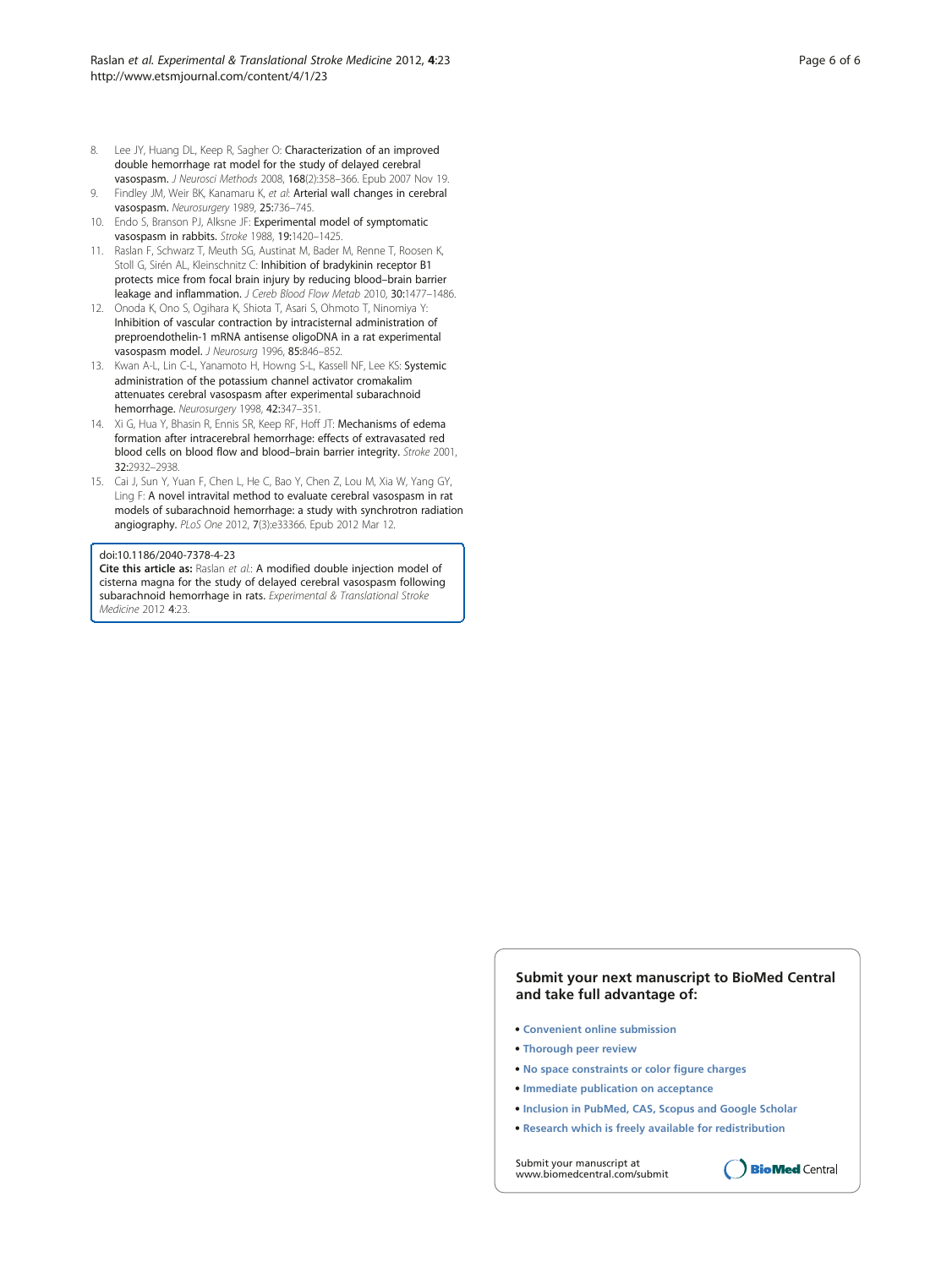8. Lee JY, Huang DL, Keep R, Sagher O: **Characterization of an improved double hemorrhage rat model for the study of delayed cerebral vasospasm.** *J Neurosci Methods* 2008, **168**(2):358–366. Epub 2007 Nov 19.
9. Findley JM, Weir BK, Kanamaru K, *et al*: **Arterial wall changes in cerebral vasospasm.** *Neurosurgery* 1989, **25:**736–745.
10. Endo S, Branson PJ, Alksne JF: **Experimental model of symptomatic vasospasm in rabbits.** *Stroke* 1988, **19:**1420–1425.
11. Raslan F, Schwarz T, Meuth SG, Austinat M, Bader M, Renne T, Roosen K, Stoll G, Sirén AL, Kleinschnitz C: **Inhibition of bradykinin receptor B1 protects mice from focal brain injury by reducing blood–brain barrier leakage and inflammation.** *J Cereb Blood Flow Metab* 2010, **30:**1477–1486.
12. Onoda K, Ono S, Ogihara K, Shiota T, Asari S, Ohmoto T, Ninomiya Y: **Inhibition of vascular contraction by intracisternal administration of preproendothelin-1 mRNA antisense oligoDNA in a rat experimental vasospasm model.** *J Neurosurg* 1996, **85:**846–852.
13. Kwan A-L, Lin C-L, Yanamoto H, Howng S-L, Kassell NF, Lee KS: **Systemic administration of the potassium channel activator cromakalim attenuates cerebral vasospasm after experimental subarachnoid hemorrhage.** *Neurosurgery* 1998, **42:**347–351.
14. Xi G, Hua Y, Bhasin R, Ennis SR, Keep RF, Hoff JT: **Mechanisms of edema formation after intracerebral hemorrhage: effects of extravasated red blood cells on blood flow and blood–brain barrier integrity.** *Stroke* 2001, **32:**2932–2938.
15. Cai J, Sun Y, Yuan F, Chen L, He C, Bao Y, Chen Z, Lou M, Xia W, Yang GY, Ling F: **A novel intravital method to evaluate cerebral vasospasm in rat models of subarachnoid hemorrhage: a study with synchrotron radiation angiography.** *PLoS One* 2012, **7**(3):e33366. Epub 2012 Mar 12.

doi:10.1186/2040-7378-4-23

**Cite this article as:** Raslan *et al.*: A modified double injection model of cisterna magna for the study of delayed cerebral vasospasm following subarachnoid hemorrhage in rats. *Experimental & Translational Stroke Medicine* 2012 **4**:23.

**Submit your next manuscript to BioMed Central and take full advantage of:**

- **Convenient online submission**
- **Thorough peer review**
- **No space constraints or color figure charges**
- **Immediate publication on acceptance**
- **Inclusion in PubMed, CAS, Scopus and Google Scholar**
- **Research which is freely available for redistribution**

Submit your manuscript at
www.biomedcentral.com/submit

BioMed Central